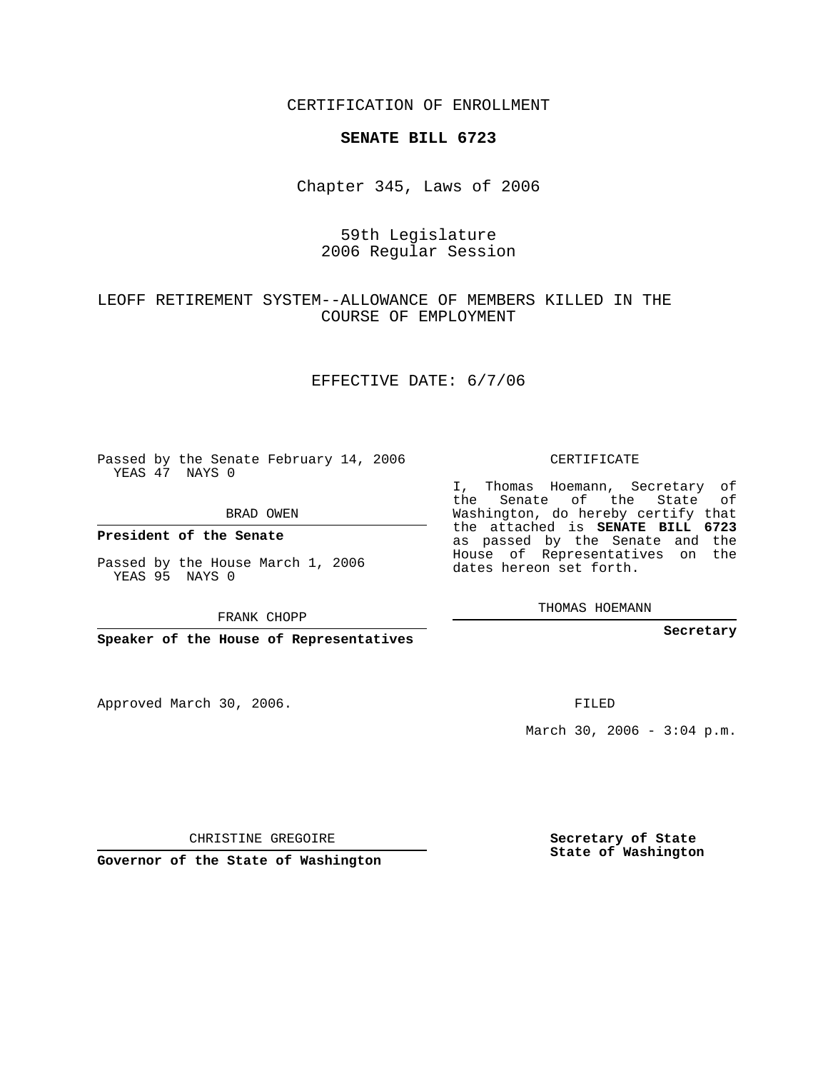CERTIFICATION OF ENROLLMENT

**SENATE BILL 6723**

Chapter 345, Laws of 2006

59th Legislature
2006 Regular Session

LEOFF RETIREMENT SYSTEM--ALLOWANCE OF MEMBERS KILLED IN THE COURSE OF EMPLOYMENT

EFFECTIVE DATE: 6/7/06

Passed by the Senate February 14, 2006
YEAS 47 NAYS 0

BRAD OWEN

**President of the Senate**

Passed by the House March 1, 2006
YEAS 95 NAYS 0

FRANK CHOPP

**Speaker of the House of Representatives**

CERTIFICATE

I, Thomas Hoemann, Secretary of the Senate of the State of Washington, do hereby certify that the attached is **SENATE BILL 6723** as passed by the Senate and the House of Representatives on the dates hereon set forth.

THOMAS HOEMANN

**Secretary**

Approved March 30, 2006.

FILED

March 30, 2006 - 3:04 p.m.

CHRISTINE GREGOIRE

**Governor of the State of Washington**

**Secretary of State**
**State of Washington**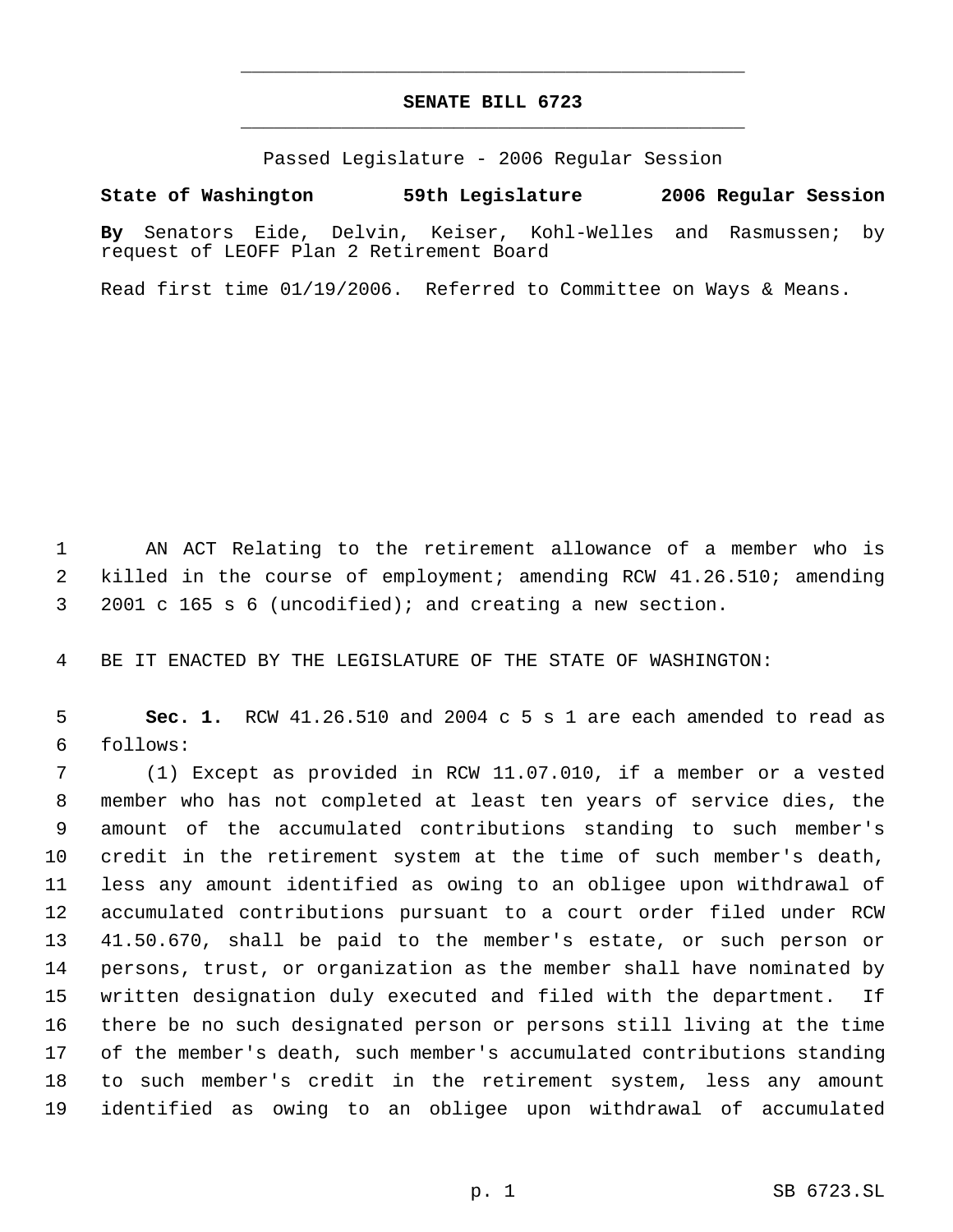# SENATE BILL 6723

Passed Legislature - 2006 Regular Session

**State of Washington 59th Legislature 2006 Regular Session**

**By** Senators Eide, Delvin, Keiser, Kohl-Welles and Rasmussen; by request of LEOFF Plan 2 Retirement Board

Read first time 01/19/2006. Referred to Committee on Ways & Means.

AN ACT Relating to the retirement allowance of a member who is killed in the course of employment; amending RCW 41.26.510; amending 2001 c 165 s 6 (uncodified); and creating a new section.

BE IT ENACTED BY THE LEGISLATURE OF THE STATE OF WASHINGTON:

**Sec. 1.** RCW 41.26.510 and 2004 c 5 s 1 are each amended to read as follows:

(1) Except as provided in RCW 11.07.010, if a member or a vested member who has not completed at least ten years of service dies, the amount of the accumulated contributions standing to such member's credit in the retirement system at the time of such member's death, less any amount identified as owing to an obligee upon withdrawal of accumulated contributions pursuant to a court order filed under RCW 41.50.670, shall be paid to the member's estate, or such person or persons, trust, or organization as the member shall have nominated by written designation duly executed and filed with the department. If there be no such designated person or persons still living at the time of the member's death, such member's accumulated contributions standing to such member's credit in the retirement system, less any amount identified as owing to an obligee upon withdrawal of accumulated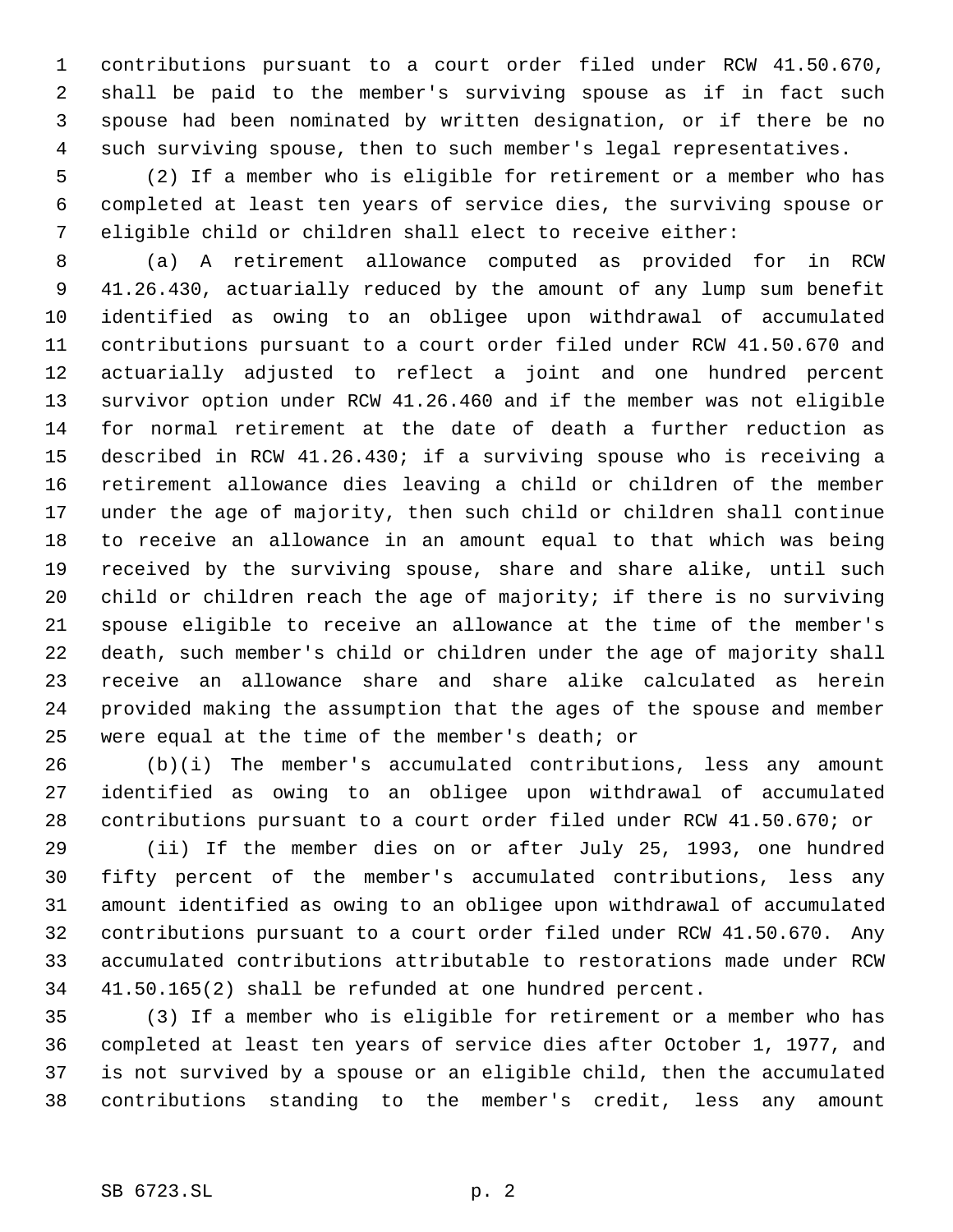contributions pursuant to a court order filed under RCW 41.50.670, shall be paid to the member's surviving spouse as if in fact such spouse had been nominated by written designation, or if there be no such surviving spouse, then to such member's legal representatives.

(2) If a member who is eligible for retirement or a member who has completed at least ten years of service dies, the surviving spouse or eligible child or children shall elect to receive either:

(a) A retirement allowance computed as provided for in RCW 41.26.430, actuarially reduced by the amount of any lump sum benefit identified as owing to an obligee upon withdrawal of accumulated contributions pursuant to a court order filed under RCW 41.50.670 and actuarially adjusted to reflect a joint and one hundred percent survivor option under RCW 41.26.460 and if the member was not eligible for normal retirement at the date of death a further reduction as described in RCW 41.26.430; if a surviving spouse who is receiving a retirement allowance dies leaving a child or children of the member under the age of majority, then such child or children shall continue to receive an allowance in an amount equal to that which was being received by the surviving spouse, share and share alike, until such child or children reach the age of majority; if there is no surviving spouse eligible to receive an allowance at the time of the member's death, such member's child or children under the age of majority shall receive an allowance share and share alike calculated as herein provided making the assumption that the ages of the spouse and member were equal at the time of the member's death; or

(b)(i) The member's accumulated contributions, less any amount identified as owing to an obligee upon withdrawal of accumulated contributions pursuant to a court order filed under RCW 41.50.670; or

(ii) If the member dies on or after July 25, 1993, one hundred fifty percent of the member's accumulated contributions, less any amount identified as owing to an obligee upon withdrawal of accumulated contributions pursuant to a court order filed under RCW 41.50.670. Any accumulated contributions attributable to restorations made under RCW 41.50.165(2) shall be refunded at one hundred percent.

(3) If a member who is eligible for retirement or a member who has completed at least ten years of service dies after October 1, 1977, and is not survived by a spouse or an eligible child, then the accumulated contributions standing to the member's credit, less any amount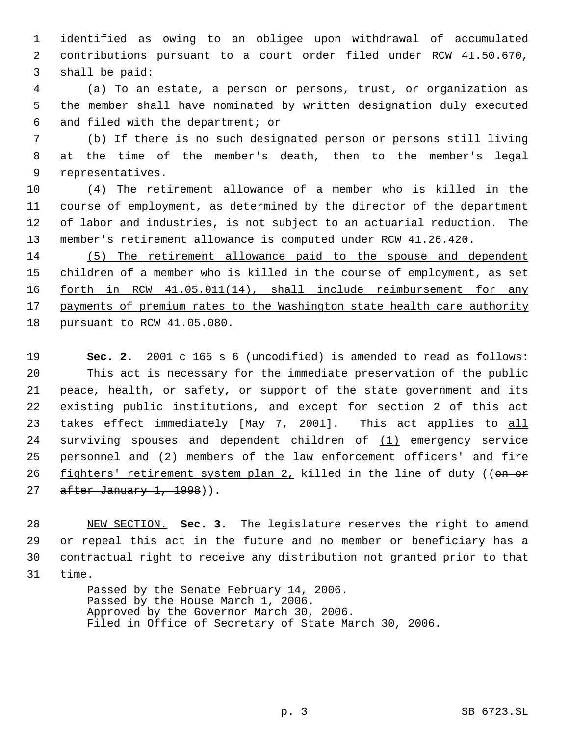identified as owing to an obligee upon withdrawal of accumulated contributions pursuant to a court order filed under RCW 41.50.670, shall be paid:

(a) To an estate, a person or persons, trust, or organization as the member shall have nominated by written designation duly executed and filed with the department; or

(b) If there is no such designated person or persons still living at the time of the member's death, then to the member's legal representatives.

(4) The retirement allowance of a member who is killed in the course of employment, as determined by the director of the department of labor and industries, is not subject to an actuarial reduction. The member's retirement allowance is computed under RCW 41.26.420.

(5) The retirement allowance paid to the spouse and dependent children of a member who is killed in the course of employment, as set forth in RCW 41.05.011(14), shall include reimbursement for any payments of premium rates to the Washington state health care authority pursuant to RCW 41.05.080.

**Sec. 2.** 2001 c 165 s 6 (uncodified) is amended to read as follows:

This act is necessary for the immediate preservation of the public peace, health, or safety, or support of the state government and its existing public institutions, and except for section 2 of this act takes effect immediately [May 7, 2001]. This act applies to all surviving spouses and dependent children of (1) emergency service personnel and (2) members of the law enforcement officers' and fire fighters' retirement system plan 2, killed in the line of duty ((~~on or after January 1, 1998~~)).

NEW SECTION. **Sec. 3.** The legislature reserves the right to amend or repeal this act in the future and no member or beneficiary has a contractual right to receive any distribution not granted prior to that time.

Passed by the Senate February 14, 2006.
Passed by the House March 1, 2006.
Approved by the Governor March 30, 2006.
Filed in Office of Secretary of State March 30, 2006.